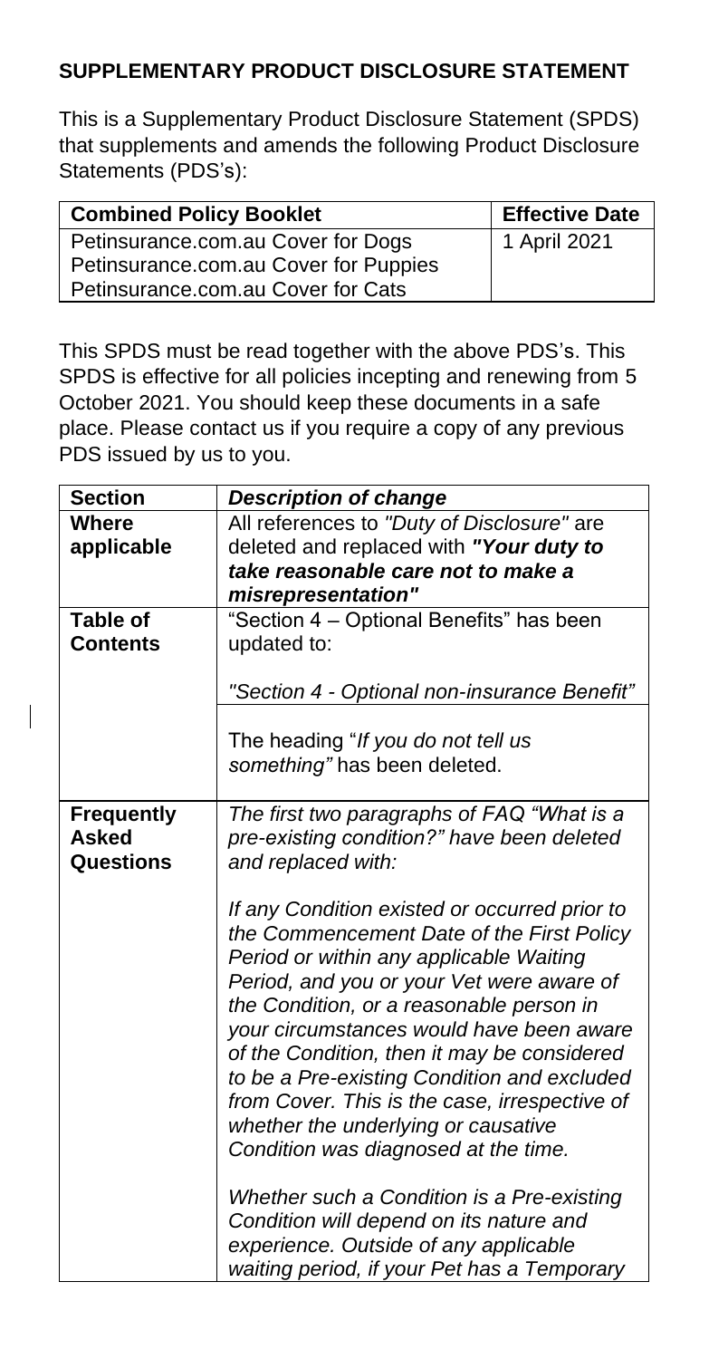## SUPPLEMENTARY PRODUCT DISCLOSURE STATEMENT

This is a Supplementary Product Disclosure Statement (SPDS) that supplements and amends the following Product Disclosure Statements (PDS's):

| Combined Policy Booklet | Effective Date |
|---|---|
| Petinsurance.com.au Cover for Dogs<br>Petinsurance.com.au Cover for Puppies<br>Petinsurance.com.au Cover for Cats | 1 April 2021 |

This SPDS must be read together with the above PDS's. This SPDS is effective for all policies incepting and renewing from 5 October 2021. You should keep these documents in a safe place. Please contact us if you require a copy of any previous PDS issued by us to you.

| Section | *Description of change* |
|---|---|
| **Where applicable** | All references to *"Duty of Disclosure"* are deleted and replaced with ***"Your duty to take reasonable care not to make a misrepresentation"*** |
| **Table of Contents** | "Section 4 – Optional Benefits" has been updated to:<br><br>*"Section 4 - Optional non-insurance Benefit"* |
| | The heading "*If you do not tell us something"* has been deleted. |
| **Frequently Asked Questions** | *The first two paragraphs of FAQ "What is a pre-existing condition?" have been deleted and replaced with:*<br><br>*If any Condition existed or occurred prior to the Commencement Date of the First Policy Period or within any applicable Waiting Period, and you or your Vet were aware of the Condition, or a reasonable person in your circumstances would have been aware of the Condition, then it may be considered to be a Pre-existing Condition and excluded from Cover. This is the case, irrespective of whether the underlying or causative Condition was diagnosed at the time.*<br><br>*Whether such a Condition is a Pre-existing Condition will depend on its nature and experience. Outside of any applicable waiting period, if your Pet has a Temporary* |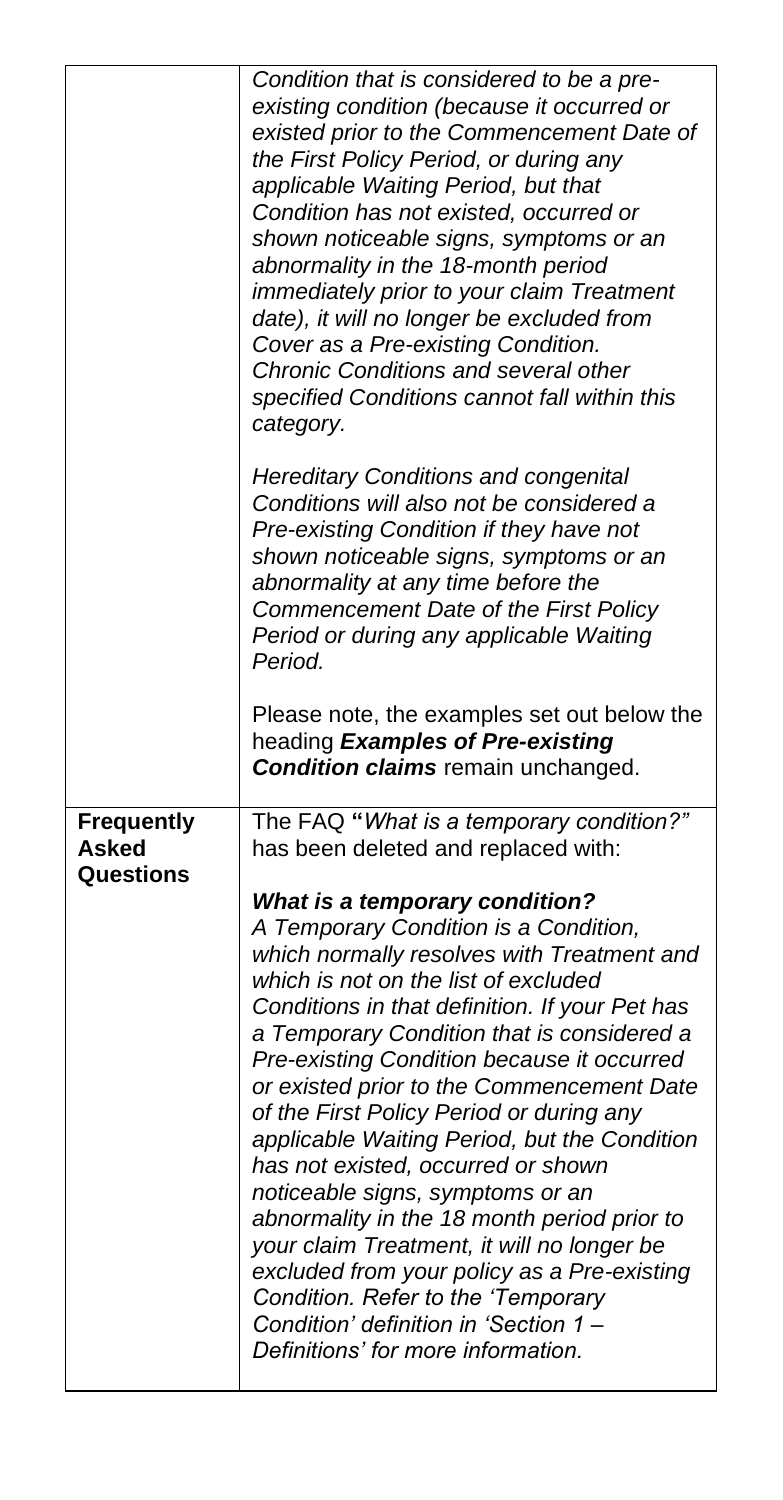| | |
|---|---|
| | *Condition that is considered to be a pre-existing condition (because it occurred or existed prior to the Commencement Date of the First Policy Period, or during any applicable Waiting Period, but that Condition has not existed, occurred or shown noticeable signs, symptoms or an abnormality in the 18-month period immediately prior to your claim Treatment date), it will no longer be excluded from Cover as a Pre-existing Condition. Chronic Conditions and several other specified Conditions cannot fall within this category.*<br><br>*Hereditary Conditions and congenital Conditions will also not be considered a Pre-existing Condition if they have not shown noticeable signs, symptoms or an abnormality at any time before the Commencement Date of the First Policy Period or during any applicable Waiting Period.*<br><br>Please note, the examples set out below the heading ***Examples of Pre-existing Condition claims*** remain unchanged. |
| **Frequently Asked Questions** | The FAQ **"***What is a temporary condition?"* has been deleted and replaced with:<br><br>***What is a temporary condition?***<br>*A Temporary Condition is a Condition, which normally resolves with Treatment and which is not on the list of excluded Conditions in that definition. If your Pet has a Temporary Condition that is considered a Pre-existing Condition because it occurred or existed prior to the Commencement Date of the First Policy Period or during any applicable Waiting Period, but the Condition has not existed, occurred or shown noticeable signs, symptoms or an abnormality in the 18 month period prior to your claim Treatment, it will no longer be excluded from your policy as a Pre-existing Condition. Refer to the 'Temporary Condition' definition in 'Section 1 – Definitions' for more information.* |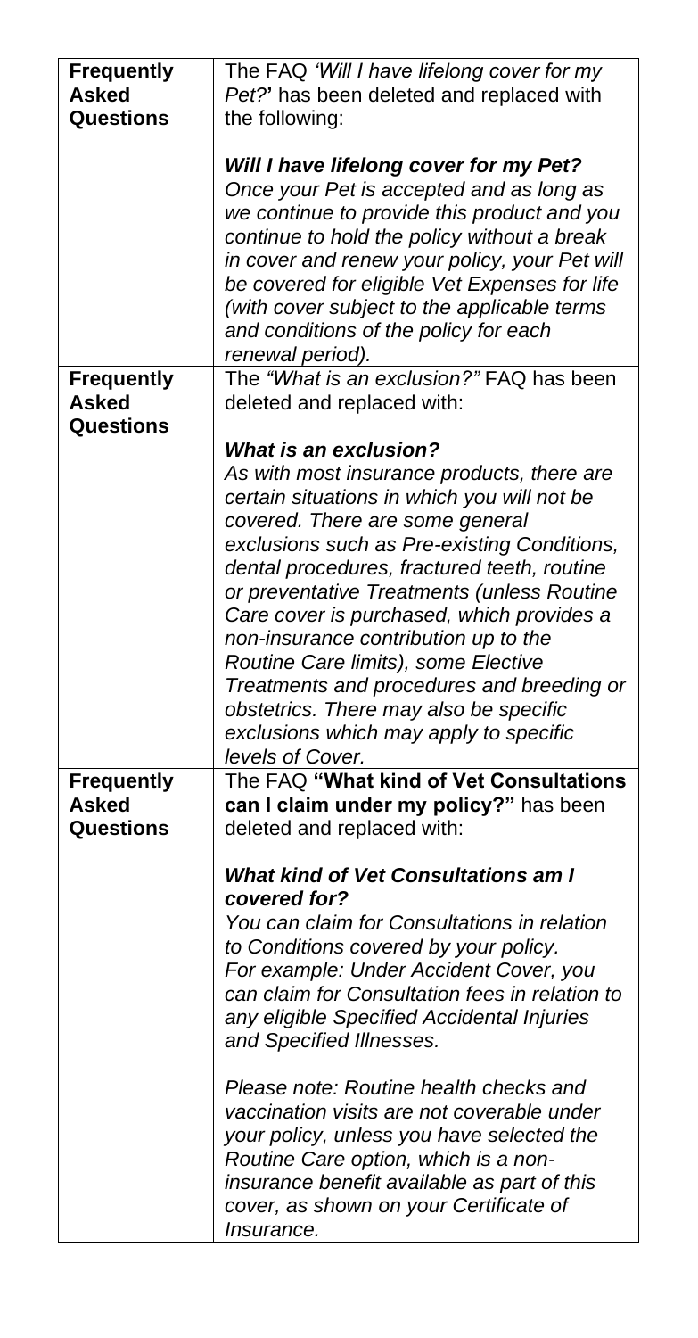| | |
|---|---|
| **Frequently Asked Questions** | The FAQ *'Will I have lifelong cover for my Pet?*' has been deleted and replaced with the following:<br><br>***Will I have lifelong cover for my Pet?***<br>*Once your Pet is accepted and as long as we continue to provide this product and you continue to hold the policy without a break in cover and renew your policy, your Pet will be covered for eligible Vet Expenses for life (with cover subject to the applicable terms and conditions of the policy for each renewal period).* |
| **Frequently Asked Questions** | The *"What is an exclusion?"* FAQ has been deleted and replaced with:<br><br>***What is an exclusion?***<br>*As with most insurance products, there are certain situations in which you will not be covered. There are some general exclusions such as Pre-existing Conditions, dental procedures, fractured teeth, routine or preventative Treatments (unless Routine Care cover is purchased, which provides a non-insurance contribution up to the Routine Care limits), some Elective Treatments and procedures and breeding or obstetrics. There may also be specific exclusions which may apply to specific levels of Cover.* |
| **Frequently Asked Questions** | The FAQ **"What kind of Vet Consultations can I claim under my policy?"** has been deleted and replaced with:<br><br>***What kind of Vet Consultations am I covered for?***<br>*You can claim for Consultations in relation to Conditions covered by your policy. For example: Under Accident Cover, you can claim for Consultation fees in relation to any eligible Specified Accidental Injuries and Specified Illnesses.*<br><br>*Please note: Routine health checks and vaccination visits are not coverable under your policy, unless you have selected the Routine Care option, which is a non-insurance benefit available as part of this cover, as shown on your Certificate of Insurance.* |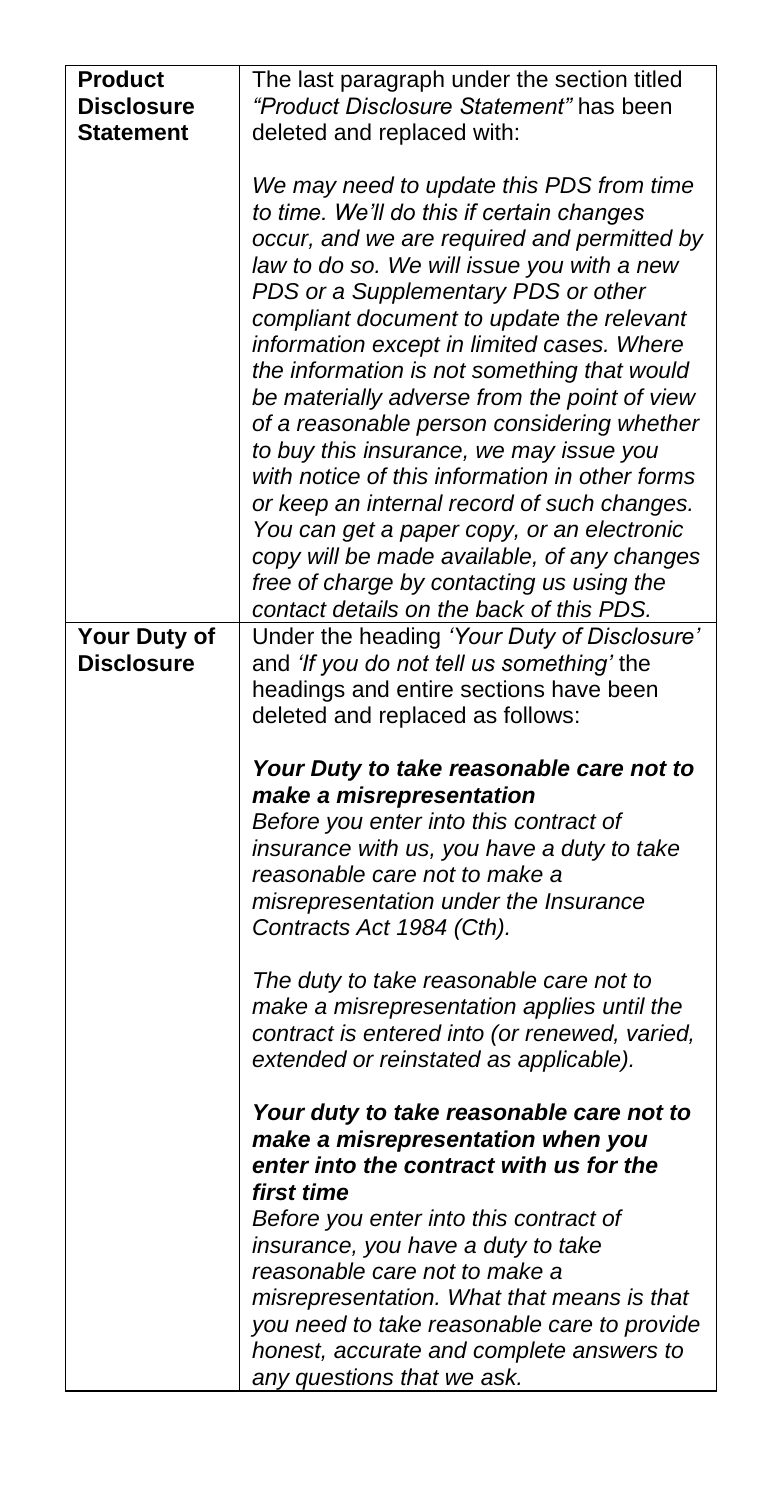| | |
|---|---|
| **Product Disclosure Statement** | The last paragraph under the section titled *"Product Disclosure Statement"* has been deleted and replaced with:<br><br>*We may need to update this PDS from time to time. We'll do this if certain changes occur, and we are required and permitted by law to do so. We will issue you with a new PDS or a Supplementary PDS or other compliant document to update the relevant information except in limited cases. Where the information is not something that would be materially adverse from the point of view of a reasonable person considering whether to buy this insurance, we may issue you with notice of this information in other forms or keep an internal record of such changes. You can get a paper copy, or an electronic copy will be made available, of any changes free of charge by contacting us using the contact details on the back of this PDS.* |
| **Your Duty of Disclosure** | Under the heading *'Your Duty of Disclosure'* and *'If you do not tell us something'* the headings and entire sections have been deleted and replaced as follows:<br><br>***Your Duty to take reasonable care not to make a misrepresentation***<br>*Before you enter into this contract of insurance with us, you have a duty to take reasonable care not to make a misrepresentation under the Insurance Contracts Act 1984 (Cth).*<br><br>*The duty to take reasonable care not to make a misrepresentation applies until the contract is entered into (or renewed, varied, extended or reinstated as applicable).*<br><br>***Your duty to take reasonable care not to make a misrepresentation when you enter into the contract with us for the first time***<br>*Before you enter into this contract of insurance, you have a duty to take reasonable care not to make a misrepresentation. What that means is that you need to take reasonable care to provide honest, accurate and complete answers to any questions that we ask.* |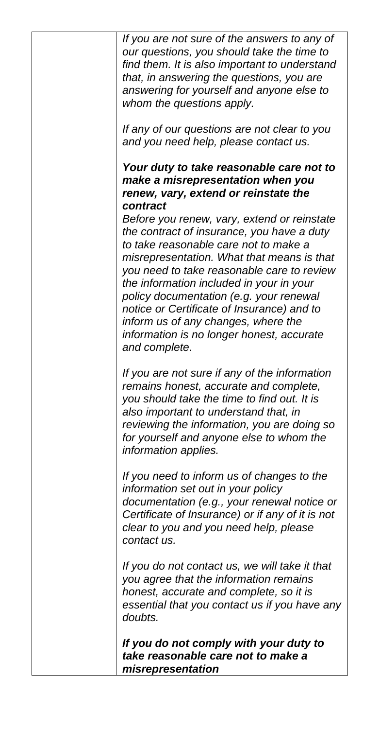*If you are not sure of the answers to any of our questions, you should take the time to find them. It is also important to understand that, in answering the questions, you are answering for yourself and anyone else to whom the questions apply.*

*If any of our questions are not clear to you and you need help, please contact us.*

***Your duty to take reasonable care not to make a misrepresentation when you renew, vary, extend or reinstate the contract***

*Before you renew, vary, extend or reinstate the contract of insurance, you have a duty to take reasonable care not to make a misrepresentation. What that means is that you need to take reasonable care to review the information included in your in your policy documentation (e.g. your renewal notice or Certificate of Insurance) and to inform us of any changes, where the information is no longer honest, accurate and complete.*

*If you are not sure if any of the information remains honest, accurate and complete, you should take the time to find out. It is also important to understand that, in reviewing the information, you are doing so for yourself and anyone else to whom the information applies.*

*If you need to inform us of changes to the information set out in your policy documentation (e.g., your renewal notice or Certificate of Insurance) or if any of it is not clear to you and you need help, please contact us.*

*If you do not contact us, we will take it that you agree that the information remains honest, accurate and complete, so it is essential that you contact us if you have any doubts.*

***If you do not comply with your duty to take reasonable care not to make a misrepresentation***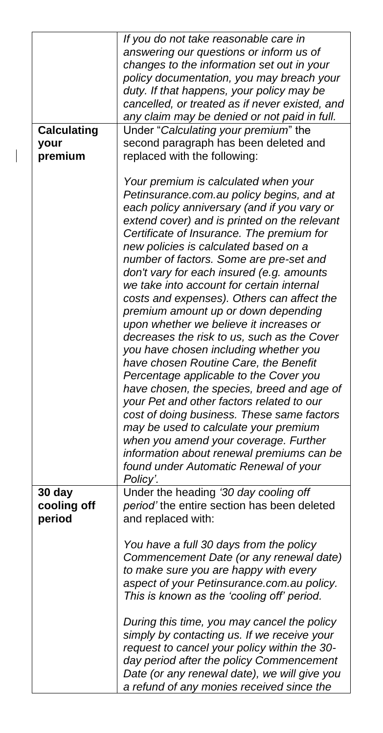| | |
|---|---|
| | *If you do not take reasonable care in answering our questions or inform us of changes to the information set out in your policy documentation, you may breach your duty. If that happens, your policy may be cancelled, or treated as if never existed, and any claim may be denied or not paid in full.* |
| **Calculating your premium** | Under "*Calculating your premium*" the second paragraph has been deleted and replaced with the following:<br><br>*Your premium is calculated when your Petinsurance.com.au policy begins, and at each policy anniversary (and if you vary or extend cover) and is printed on the relevant Certificate of Insurance. The premium for new policies is calculated based on a number of factors. Some are pre-set and don't vary for each insured (e.g. amounts we take into account for certain internal costs and expenses). Others can affect the premium amount up or down depending upon whether we believe it increases or decreases the risk to us, such as the Cover you have chosen including whether you have chosen Routine Care, the Benefit Percentage applicable to the Cover you have chosen, the species, breed and age of your Pet and other factors related to our cost of doing business. These same factors may be used to calculate your premium when you amend your coverage. Further information about renewal premiums can be found under Automatic Renewal of your Policy'.* |
| **30 day cooling off period** | Under the heading *'30 day cooling off period'* the entire section has been deleted and replaced with:<br><br>*You have a full 30 days from the policy Commencement Date (or any renewal date) to make sure you are happy with every aspect of your Petinsurance.com.au policy. This is known as the 'cooling off' period.*<br><br>*During this time, you may cancel the policy simply by contacting us. If we receive your request to cancel your policy within the 30-day period after the policy Commencement Date (or any renewal date), we will give you a refund of any monies received since the* |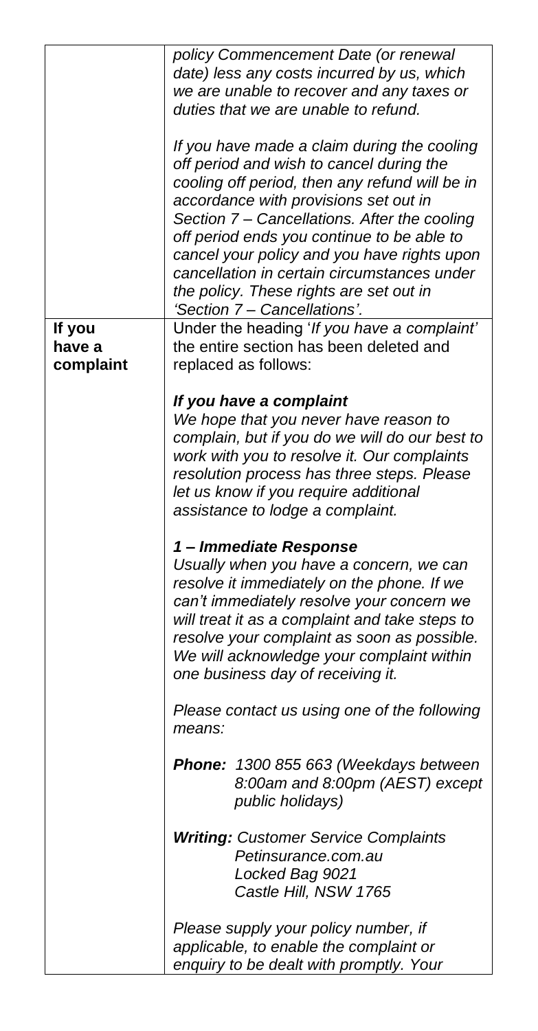| | |
|---|---|
| | *policy Commencement Date (or renewal date) less any costs incurred by us, which we are unable to recover and any taxes or duties that we are unable to refund.*<br><br>*If you have made a claim during the cooling off period and wish to cancel during the cooling off period, then any refund will be in accordance with provisions set out in Section 7 – Cancellations. After the cooling off period ends you continue to be able to cancel your policy and you have rights upon cancellation in certain circumstances under the policy. These rights are set out in 'Section 7 – Cancellations'.* |
| **If you have a complaint** | Under the heading '*If you have a complaint*' the entire section has been deleted and replaced as follows:<br><br>***If you have a complaint***<br>*We hope that you never have reason to complain, but if you do we will do our best to work with you to resolve it. Our complaints resolution process has three steps. Please let us know if you require additional assistance to lodge a complaint.*<br><br>***1 – Immediate Response***<br>*Usually when you have a concern, we can resolve it immediately on the phone. If we can't immediately resolve your concern we will treat it as a complaint and take steps to resolve your complaint as soon as possible. We will acknowledge your complaint within one business day of receiving it.*<br><br>*Please contact us using one of the following means:*<br><br>***Phone:*** *1300 855 663 (Weekdays between 8:00am and 8:00pm (AEST) except public holidays)*<br><br>***Writing:*** *Customer Service Complaints*<br>*Petinsurance.com.au*<br>*Locked Bag 9021*<br>*Castle Hill, NSW 1765*<br><br>*Please supply your policy number, if applicable, to enable the complaint or enquiry to be dealt with promptly. Your* |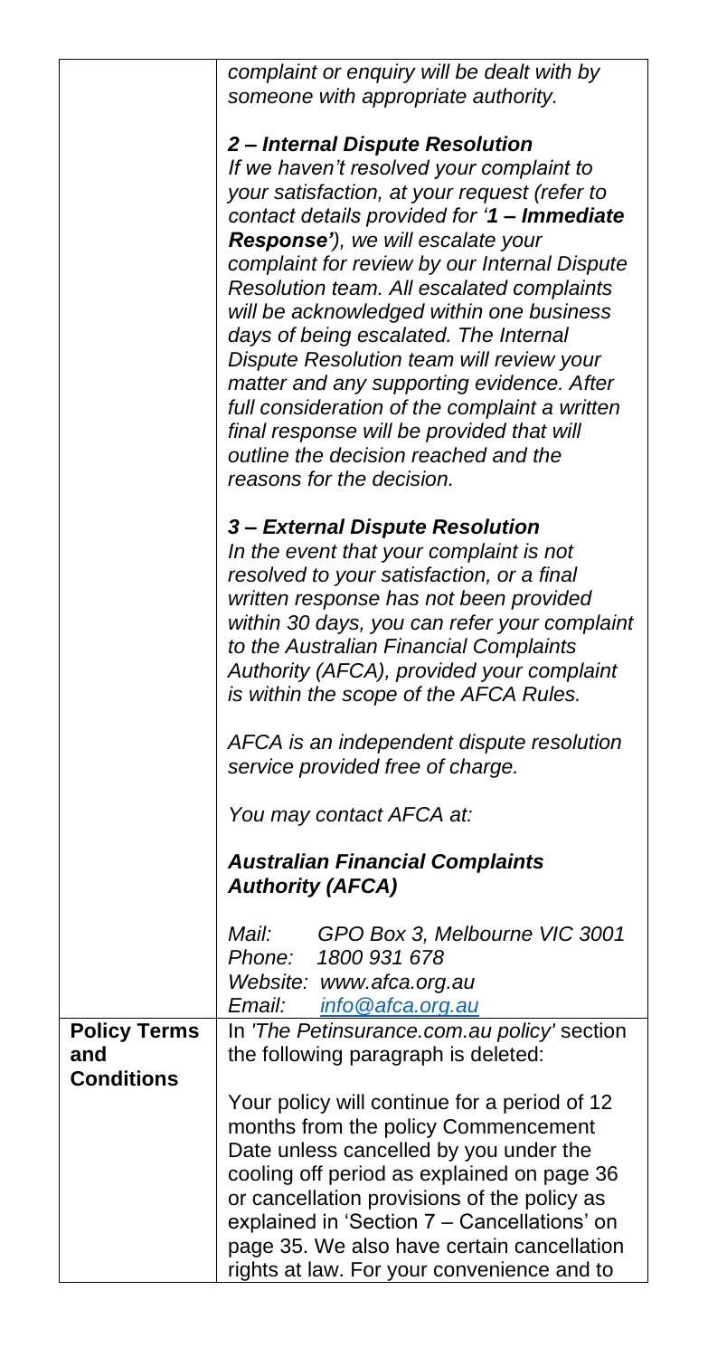| | |
|---|---|
| | *complaint or enquiry will be dealt with by someone with appropriate authority.*<br><br>***2 – Internal Dispute Resolution***<br>*If we haven't resolved your complaint to your satisfaction, at your request (refer to contact details provided for '**1 – Immediate Response'**), we will escalate your complaint for review by our Internal Dispute Resolution team. All escalated complaints will be acknowledged within one business days of being escalated. The Internal Dispute Resolution team will review your matter and any supporting evidence. After full consideration of the complaint a written final response will be provided that will outline the decision reached and the reasons for the decision.*<br><br>***3 – External Dispute Resolution***<br>*In the event that your complaint is not resolved to your satisfaction, or a final written response has not been provided within 30 days, you can refer your complaint to the Australian Financial Complaints Authority (AFCA), provided your complaint is within the scope of the AFCA Rules.*<br><br>*AFCA is an independent dispute resolution service provided free of charge.*<br><br>*You may contact AFCA at:*<br><br>***Australian Financial Complaints Authority (AFCA)***<br><br>*Mail: GPO Box 3, Melbourne VIC 3001*<br>*Phone: 1800 931 678*<br>*Website: www.afca.org.au*<br>*Email: info@afca.org.au* |
| **Policy Terms and Conditions** | In *'The Petinsurance.com.au policy'* section the following paragraph is deleted:<br><br>Your policy will continue for a period of 12 months from the policy Commencement Date unless cancelled by you under the cooling off period as explained on page 36 or cancellation provisions of the policy as explained in 'Section 7 – Cancellations' on page 35. We also have certain cancellation rights at law. For your convenience and to |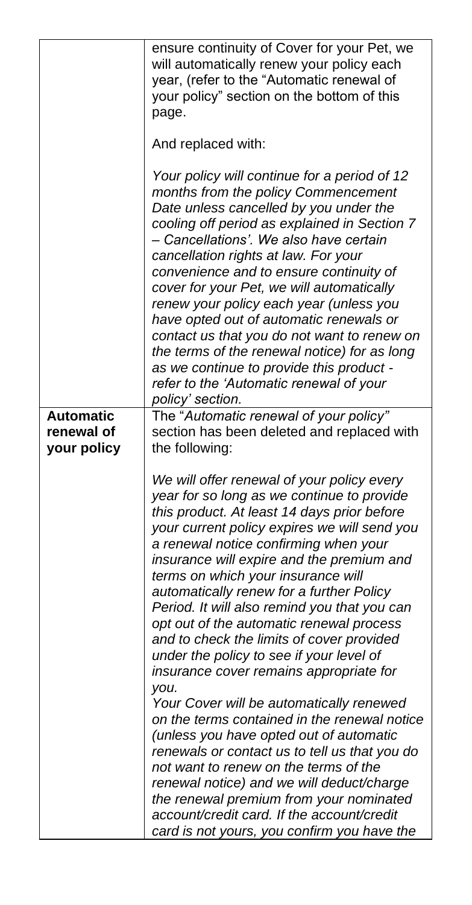|  |  |
|---|---|
|  | ensure continuity of Cover for your Pet, we will automatically renew your policy each year, (refer to the "Automatic renewal of your policy" section on the bottom of this page.<br><br>And replaced with:<br><br>*Your policy will continue for a period of 12 months from the policy Commencement Date unless cancelled by you under the cooling off period as explained in Section 7 – Cancellations'. We also have certain cancellation rights at law. For your convenience and to ensure continuity of cover for your Pet, we will automatically renew your policy each year (unless you have opted out of automatic renewals or contact us that you do not want to renew on the terms of the renewal notice) for as long as we continue to provide this product - refer to the 'Automatic renewal of your policy' section.* |
| **Automatic renewal of your policy** | The "*Automatic renewal of your policy*" section has been deleted and replaced with the following:<br><br>*We will offer renewal of your policy every year for so long as we continue to provide this product. At least 14 days prior before your current policy expires we will send you a renewal notice confirming when your insurance will expire and the premium and terms on which your insurance will automatically renew for a further Policy Period. It will also remind you that you can opt out of the automatic renewal process and to check the limits of cover provided under the policy to see if your level of insurance cover remains appropriate for you.*<br>*Your Cover will be automatically renewed on the terms contained in the renewal notice (unless you have opted out of automatic renewals or contact us to tell us that you do not want to renew on the terms of the renewal notice) and we will deduct/charge the renewal premium from your nominated account/credit card. If the account/credit card is not yours, you confirm you have the* |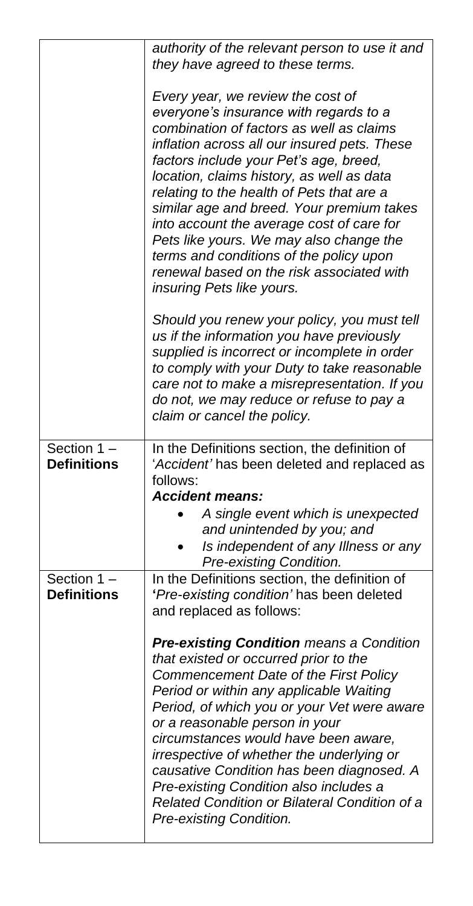| | |
|---|---|
| | *authority of the relevant person to use it and they have agreed to these terms.*<br><br>*Every year, we review the cost of everyone's insurance with regards to a combination of factors as well as claims inflation across all our insured pets. These factors include your Pet's age, breed, location, claims history, as well as data relating to the health of Pets that are a similar age and breed. Your premium takes into account the average cost of care for Pets like yours. We may also change the terms and conditions of the policy upon renewal based on the risk associated with insuring Pets like yours.*<br><br>*Should you renew your policy, you must tell us if the information you have previously supplied is incorrect or incomplete in order to comply with your Duty to take reasonable care not to make a misrepresentation. If you do not, we may reduce or refuse to pay a claim or cancel the policy.* |
| Section 1 – **Definitions** | In the Definitions section, the definition of '*Accident'* has been deleted and replaced as follows:<br>***Accident means:***<br>• *A single event which is unexpected and unintended by you; and*<br>• *Is independent of any Illness or any Pre-existing Condition.* |
| Section 1 – **Definitions** | In the Definitions section, the definition of **'***Pre-existing condition'* has been deleted and replaced as follows:<br><br>***Pre-existing Condition** means a Condition that existed or occurred prior to the Commencement Date of the First Policy Period or within any applicable Waiting Period, of which you or your Vet were aware or a reasonable person in your circumstances would have been aware, irrespective of whether the underlying or causative Condition has been diagnosed. A Pre-existing Condition also includes a Related Condition or Bilateral Condition of a Pre-existing Condition.* |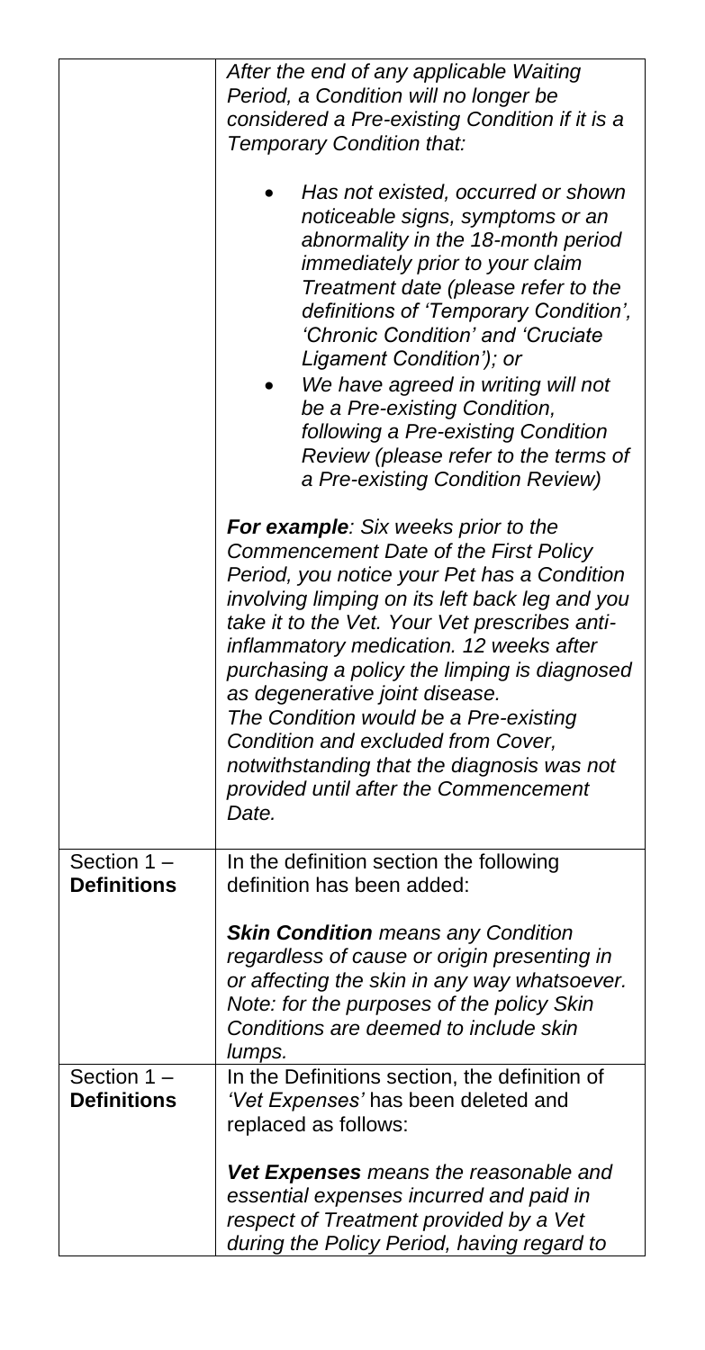| | |
|---|---|
| | *After the end of any applicable Waiting Period, a Condition will no longer be considered a Pre-existing Condition if it is a Temporary Condition that:*<br><br>• *Has not existed, occurred or shown noticeable signs, symptoms or an abnormality in the 18-month period immediately prior to your claim Treatment date (please refer to the definitions of 'Temporary Condition', 'Chronic Condition' and 'Cruciate Ligament Condition'); or*<br>• *We have agreed in writing will not be a Pre-existing Condition, following a Pre-existing Condition Review (please refer to the terms of a Pre-existing Condition Review)*<br><br>***For example**: Six weeks prior to the Commencement Date of the First Policy Period, you notice your Pet has a Condition involving limping on its left back leg and you take it to the Vet. Your Vet prescribes anti-inflammatory medication. 12 weeks after purchasing a policy the limping is diagnosed as degenerative joint disease. The Condition would be a Pre-existing Condition and excluded from Cover, notwithstanding that the diagnosis was not provided until after the Commencement Date.* |
| Section 1 – **Definitions** | In the definition section the following definition has been added:<br><br>***Skin Condition** means any Condition regardless of cause or origin presenting in or affecting the skin in any way whatsoever. Note: for the purposes of the policy Skin Conditions are deemed to include skin lumps.* |
| Section 1 – **Definitions** | In the Definitions section, the definition of *'Vet Expenses'* has been deleted and replaced as follows:<br><br>***Vet Expenses** means the reasonable and essential expenses incurred and paid in respect of Treatment provided by a Vet during the Policy Period, having regard to* |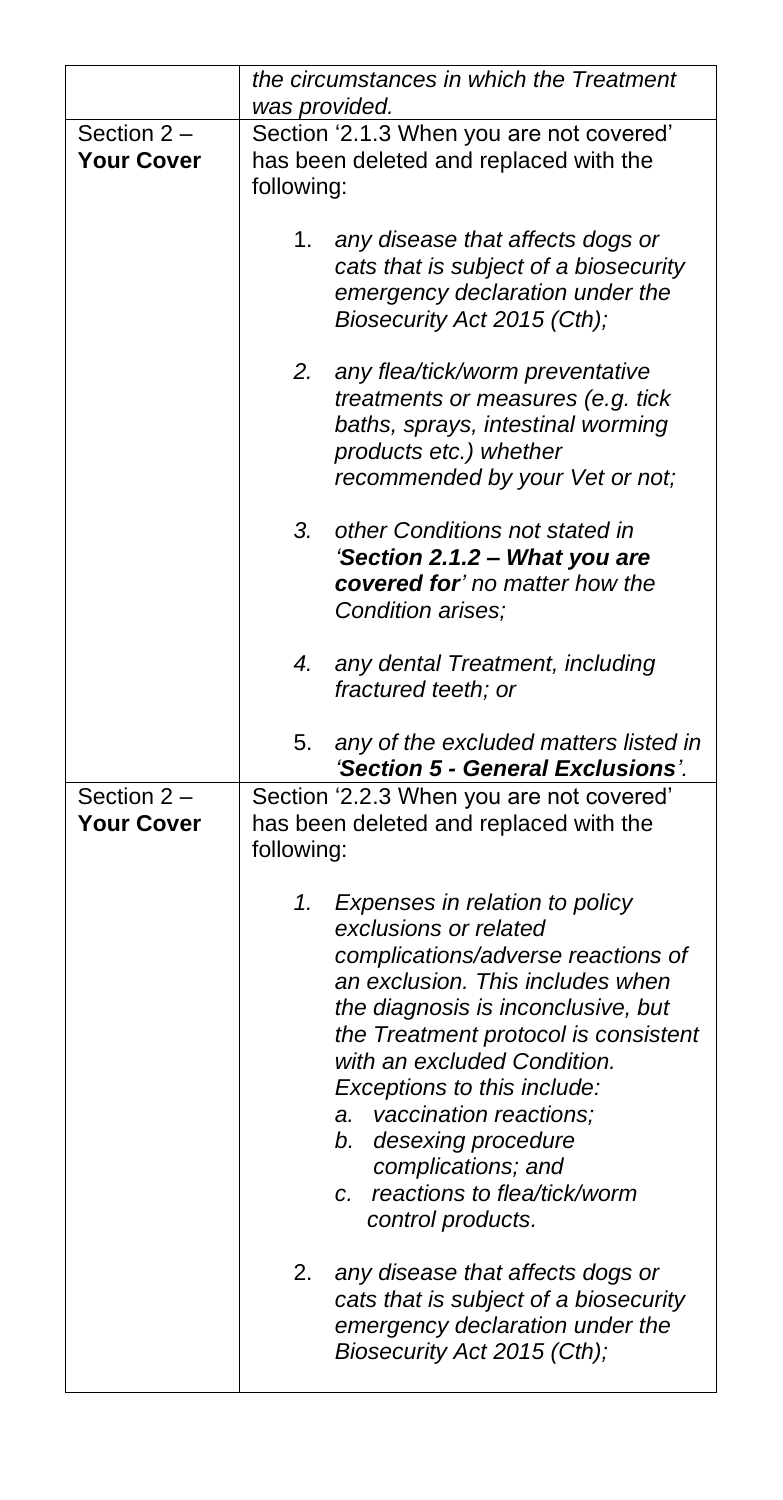| | |
|---|---|
| | *the circumstances in which the Treatment was provided.* |
| Section 2 – **Your Cover** | Section '2.1.3 When you are not covered' has been deleted and replaced with the following:<br><br>1. *any disease that affects dogs or cats that is subject of a biosecurity emergency declaration under the Biosecurity Act 2015 (Cth);*<br><br>*2. any flea/tick/worm preventative treatments or measures (e.g. tick baths, sprays, intestinal worming products etc.) whether recommended by your Vet or not;*<br><br>*3. other Conditions not stated in 'Section 2.1.2 – What you are covered for' no matter how the Condition arises;*<br><br>*4. any dental Treatment, including fractured teeth; or*<br><br>5. *any of the excluded matters listed in '**Section 5 - General Exclusions**'.* |
| Section 2 – **Your Cover** | Section '2.2.3 When you are not covered' has been deleted and replaced with the following:<br><br>*1. Expenses in relation to policy exclusions or related complications/adverse reactions of an exclusion. This includes when the diagnosis is inconclusive, but the Treatment protocol is consistent with an excluded Condition. Exceptions to this include:*<br>*a. vaccination reactions;*<br>*b. desexing procedure complications; and*<br>*c. reactions to flea/tick/worm control products.*<br><br>2. *any disease that affects dogs or cats that is subject of a biosecurity emergency declaration under the Biosecurity Act 2015 (Cth);* |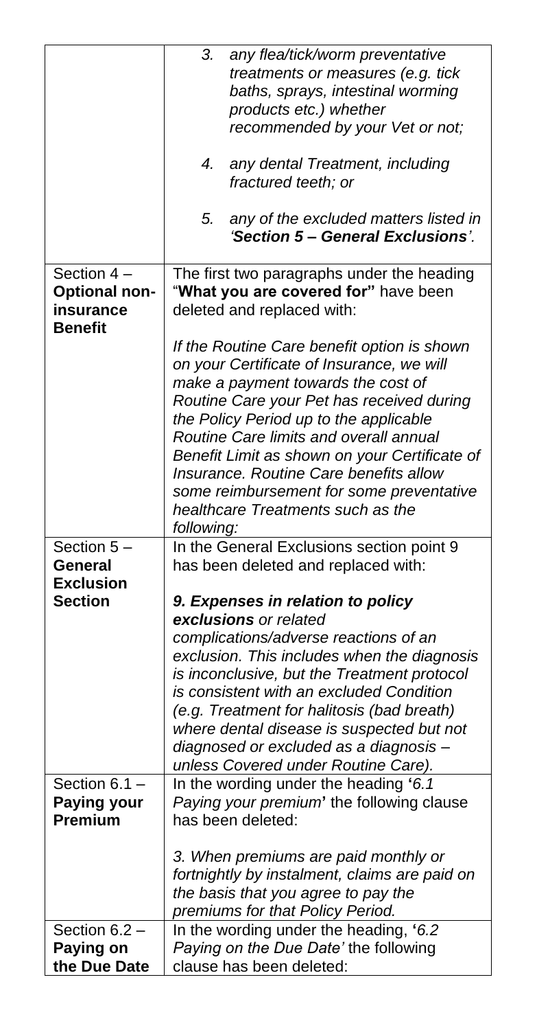| | |
|---|---|
| | 3. *any flea/tick/worm preventative treatments or measures (e.g. tick baths, sprays, intestinal worming products etc.) whether recommended by your Vet or not;*<br><br>4. *any dental Treatment, including fractured teeth; or*<br><br>5. *any of the excluded matters listed in 'Section 5 – General Exclusions'.* |
| Section 4 – **Optional non-insurance Benefit** | The first two paragraphs under the heading "**What you are covered for"** have been deleted and replaced with:<br><br>*If the Routine Care benefit option is shown on your Certificate of Insurance, we will make a payment towards the cost of Routine Care your Pet has received during the Policy Period up to the applicable Routine Care limits and overall annual Benefit Limit as shown on your Certificate of Insurance. Routine Care benefits allow some reimbursement for some preventative healthcare Treatments such as the following:* |
| Section 5 – **General Exclusion Section** | In the General Exclusions section point 9 has been deleted and replaced with:<br><br>***9. Expenses in relation to policy exclusions*** *or related complications/adverse reactions of an exclusion. This includes when the diagnosis is inconclusive, but the Treatment protocol is consistent with an excluded Condition (e.g. Treatment for halitosis (bad breath) where dental disease is suspected but not diagnosed or excluded as a diagnosis – unless Covered under Routine Care).* |
| Section 6.1 – **Paying your Premium** | In the wording under the heading **'***6.1 Paying your premium***'** the following clause has been deleted:<br><br>*3. When premiums are paid monthly or fortnightly by instalment, claims are paid on the basis that you agree to pay the premiums for that Policy Period.* |
| Section 6.2 – **Paying on the Due Date** | In the wording under the heading, **'***6.2 Paying on the Due Date'* the following clause has been deleted: |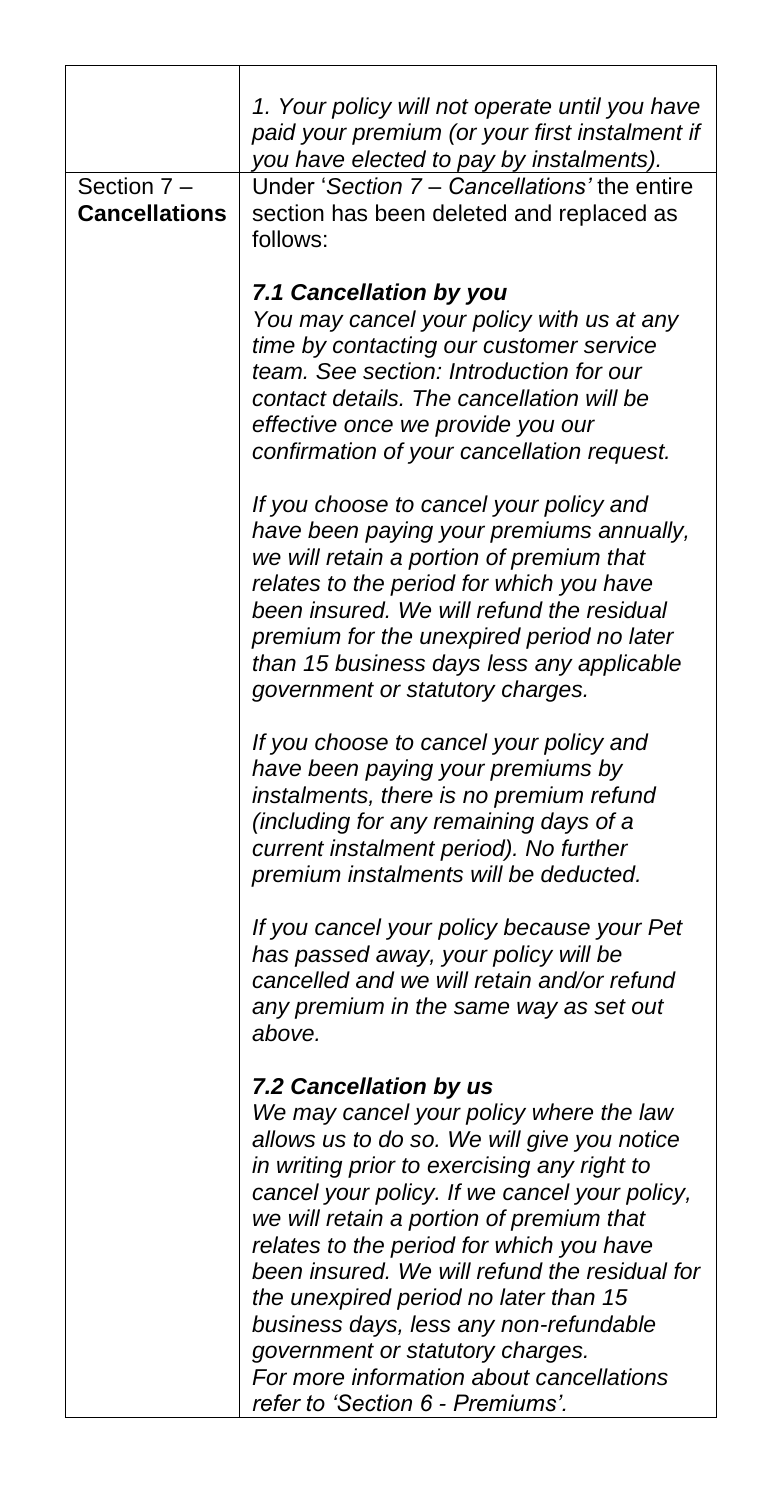| | |
|---|---|
| | *1. Your policy will not operate until you have paid your premium (or your first instalment if you have elected to pay by instalments).* |
| Section 7 – **Cancellations** | Under '*Section 7 – Cancellations'* the entire section has been deleted and replaced as follows:<br><br>***7.1 Cancellation by you***<br>*You may cancel your policy with us at any time by contacting our customer service team. See section: Introduction for our contact details. The cancellation will be effective once we provide you our confirmation of your cancellation request.*<br><br>*If you choose to cancel your policy and have been paying your premiums annually, we will retain a portion of premium that relates to the period for which you have been insured. We will refund the residual premium for the unexpired period no later than 15 business days less any applicable government or statutory charges.*<br><br>*If you choose to cancel your policy and have been paying your premiums by instalments, there is no premium refund (including for any remaining days of a current instalment period). No further premium instalments will be deducted.*<br><br>*If you cancel your policy because your Pet has passed away, your policy will be cancelled and we will retain and/or refund any premium in the same way as set out above.*<br><br>***7.2 Cancellation by us***<br>*We may cancel your policy where the law allows us to do so. We will give you notice in writing prior to exercising any right to cancel your policy. If we cancel your policy, we will retain a portion of premium that relates to the period for which you have been insured. We will refund the residual for the unexpired period no later than 15 business days, less any non-refundable government or statutory charges.*<br>*For more information about cancellations refer to 'Section 6 - Premiums'.* |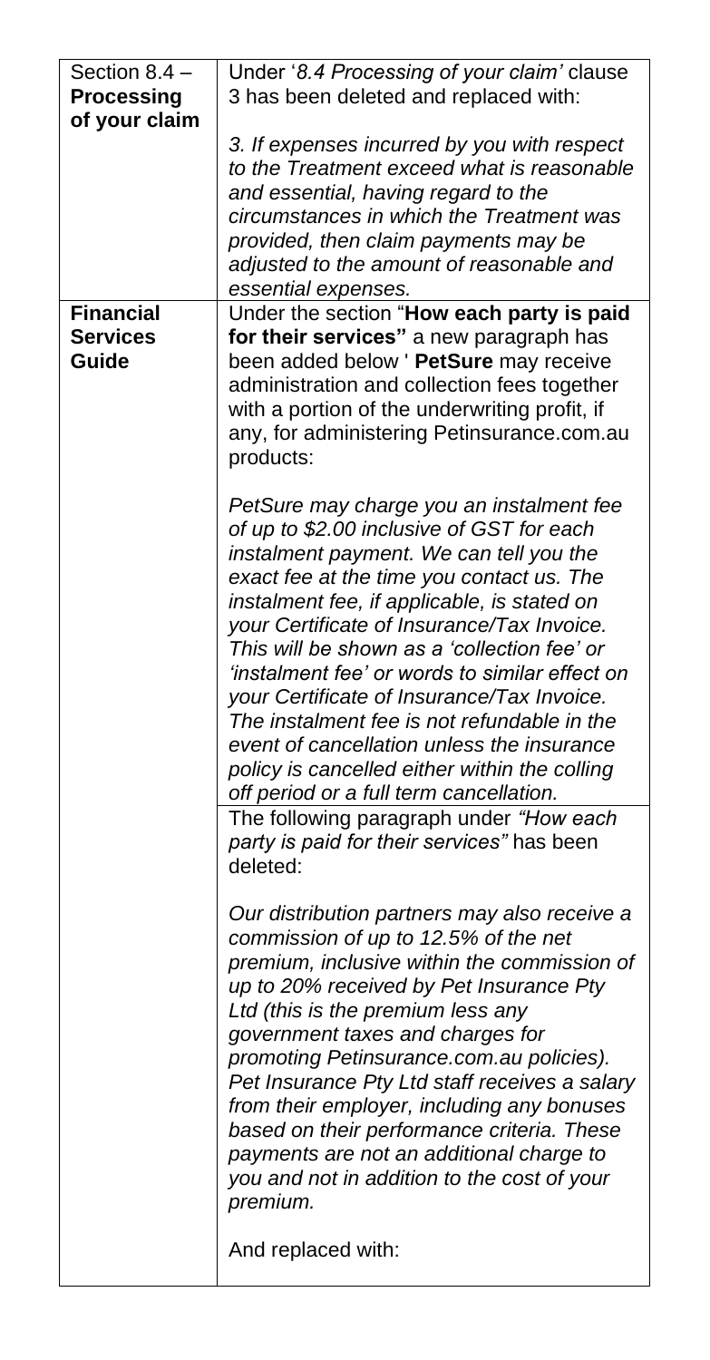| | |
|---|---|
| **Section 8.4 – Processing of your claim** | Under '*8.4 Processing of your claim'* clause 3 has been deleted and replaced with:<br><br>*3. If expenses incurred by you with respect to the Treatment exceed what is reasonable and essential, having regard to the circumstances in which the Treatment was provided, then claim payments may be adjusted to the amount of reasonable and essential expenses.* |
| **Financial Services Guide** | Under the section "**How each party is paid for their services"** a new paragraph has been added below ' **PetSure** may receive administration and collection fees together with a portion of the underwriting profit, if any, for administering Petinsurance.com.au products:<br><br>*PetSure may charge you an instalment fee of up to $2.00 inclusive of GST for each instalment payment. We can tell you the exact fee at the time you contact us. The instalment fee, if applicable, is stated on your Certificate of Insurance/Tax Invoice. This will be shown as a 'collection fee' or 'instalment fee' or words to similar effect on your Certificate of Insurance/Tax Invoice. The instalment fee is not refundable in the event of cancellation unless the insurance policy is cancelled either within the colling off period or a full term cancellation.*<br><br>The following paragraph under *"How each party is paid for their services"* has been deleted:<br><br>*Our distribution partners may also receive a commission of up to 12.5% of the net premium, inclusive within the commission of up to 20% received by Pet Insurance Pty Ltd (this is the premium less any government taxes and charges for promoting Petinsurance.com.au policies). Pet Insurance Pty Ltd staff receives a salary from their employer, including any bonuses based on their performance criteria. These payments are not an additional charge to you and not in addition to the cost of your premium.*<br><br>And replaced with: |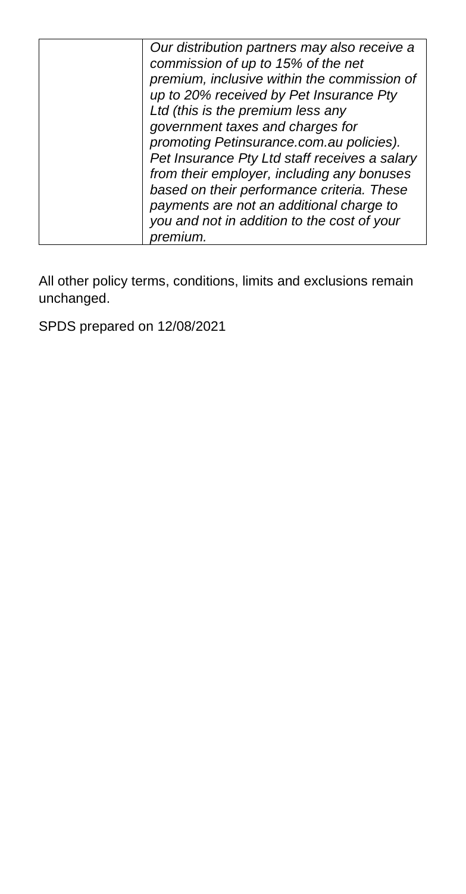| | |
|---|---|
| | *Our distribution partners may also receive a commission of up to 15% of the net premium, inclusive within the commission of up to 20% received by Pet Insurance Pty Ltd (this is the premium less any government taxes and charges for promoting Petinsurance.com.au policies). Pet Insurance Pty Ltd staff receives a salary from their employer, including any bonuses based on their performance criteria. These payments are not an additional charge to you and not in addition to the cost of your premium.* |

All other policy terms, conditions, limits and exclusions remain unchanged.

SPDS prepared on 12/08/2021